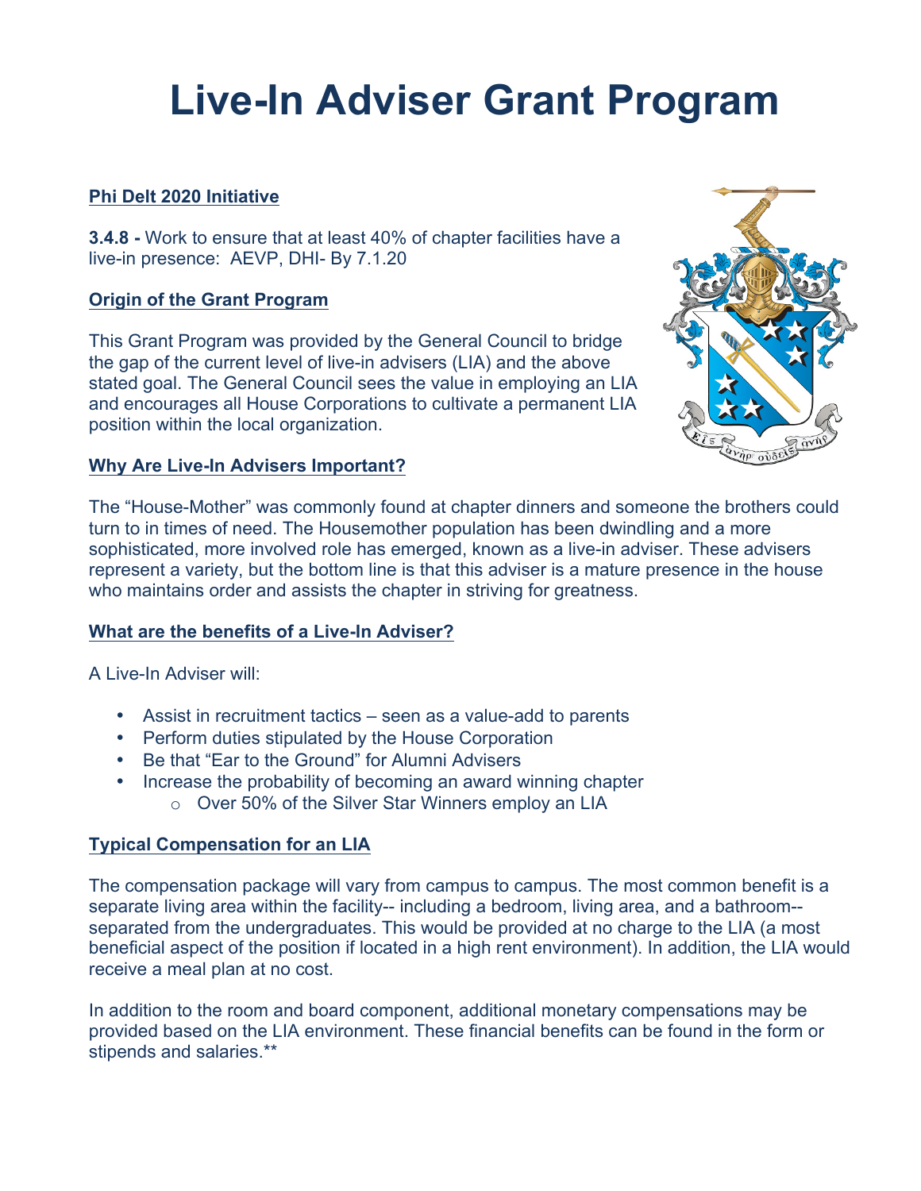# Live-In Adviser Grant Program

## Phi Delt 2020 Initiative

**3.4.8 -** Work to ensure that at least 40% of chapter facilities have a live-in presence: AEVP, DHI- By 7.1.20

## Origin of the Grant Program

This Grant Program was provided by the General Council to bridge the gap of the current level of live-in advisers (LIA) and the above stated goal. The General Council sees the value in employing an LIA and encourages all House Corporations to cultivate a permanent LIA position within the local organization.

## Why Are Live-In Advisers Important?

The "House-Mother" was commonly found at chapter dinners and someone the brothers could turn to in times of need. The Housemother population has been dwindling and a more sophisticated, more involved role has emerged, known as a live-in adviser. These advisers represent a variety, but the bottom line is that this adviser is a mature presence in the house who maintains order and assists the chapter in striving for greatness.

## What are the benefits of a Live-In Adviser?

A Live-In Adviser will:

- Assist in recruitment tactics – seen as a value-add to parents
- Perform duties stipulated by the House Corporation
- Be that "Ear to the Ground" for Alumni Advisers
- Increase the probability of becoming an award winning chapter
    - Over 50% of the Silver Star Winners employ an LIA

## Typical Compensation for an LIA

The compensation package will vary from campus to campus. The most common benefit is a separate living area within the facility-- including a bedroom, living area, and a bathroom-- separated from the undergraduates. This would be provided at no charge to the LIA (a most beneficial aspect of the position if located in a high rent environment). In addition, the LIA would receive a meal plan at no cost.

In addition to the room and board component, additional monetary compensations may be provided based on the LIA environment. These financial benefits can be found in the form or stipends and salaries.**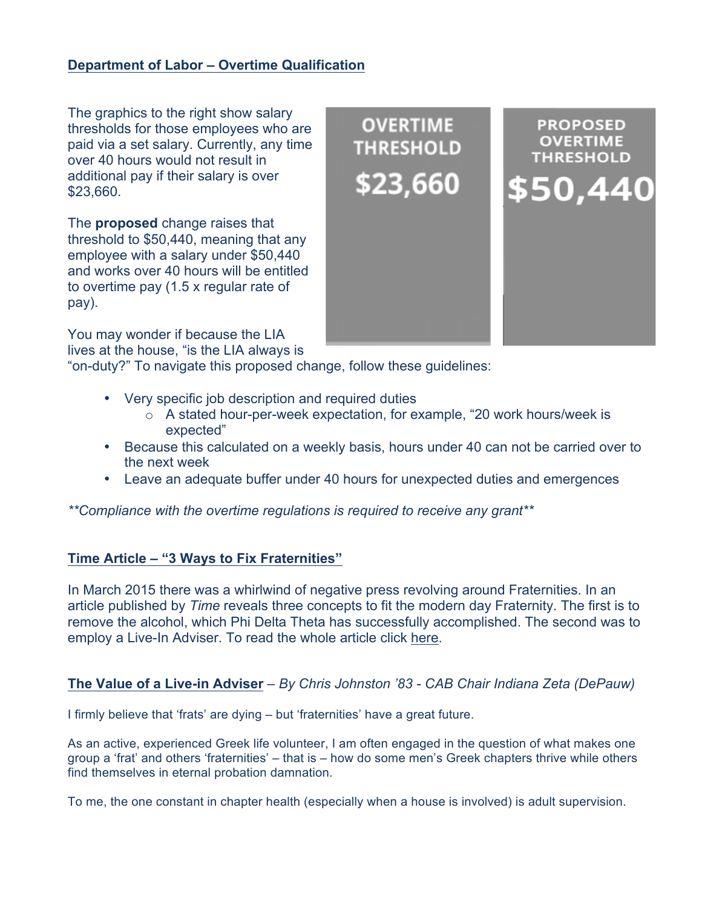**Department of Labor – Overtime Qualification**

The graphics to the right show salary thresholds for those employees who are paid via a set salary. Currently, any time over 40 hours would not result in additional pay if their salary is over $23,660.

OVERTIME THRESHOLD $23,660

PROPOSED OVERTIME THRESHOLD $50,440

The **proposed** change raises that threshold to $50,440, meaning that any employee with a salary under $50,440 and works over 40 hours will be entitled to overtime pay (1.5 x regular rate of pay).

You may wonder if because the LIA lives at the house, "is the LIA always is "on-duty?" To navigate this proposed change, follow these guidelines:

- Very specific job description and required duties
  - A stated hour-per-week expectation, for example, "20 work hours/week is expected"
- Because this calculated on a weekly basis, hours under 40 can not be carried over to the next week
- Leave an adequate buffer under 40 hours for unexpected duties and emergences

*\*\*Compliance with the overtime regulations is required to receive any grant\*\**

**Time Article – "3 Ways to Fix Fraternities"**

In March 2015 there was a whirlwind of negative press revolving around Fraternities. In an article published by *Time* reveals three concepts to fit the modern day Fraternity. The first is to remove the alcohol, which Phi Delta Theta has successfully accomplished. The second was to employ a Live-In Adviser. To read the whole article click here.

**The Value of a Live-in Adviser** – *By Chris Johnston '83 - CAB Chair Indiana Zeta (DePauw)*

I firmly believe that 'frats' are dying – but 'fraternities' have a great future.

As an active, experienced Greek life volunteer, I am often engaged in the question of what makes one group a 'frat' and others 'fraternities' – that is – how do some men's Greek chapters thrive while others find themselves in eternal probation damnation.

To me, the one constant in chapter health (especially when a house is involved) is adult supervision.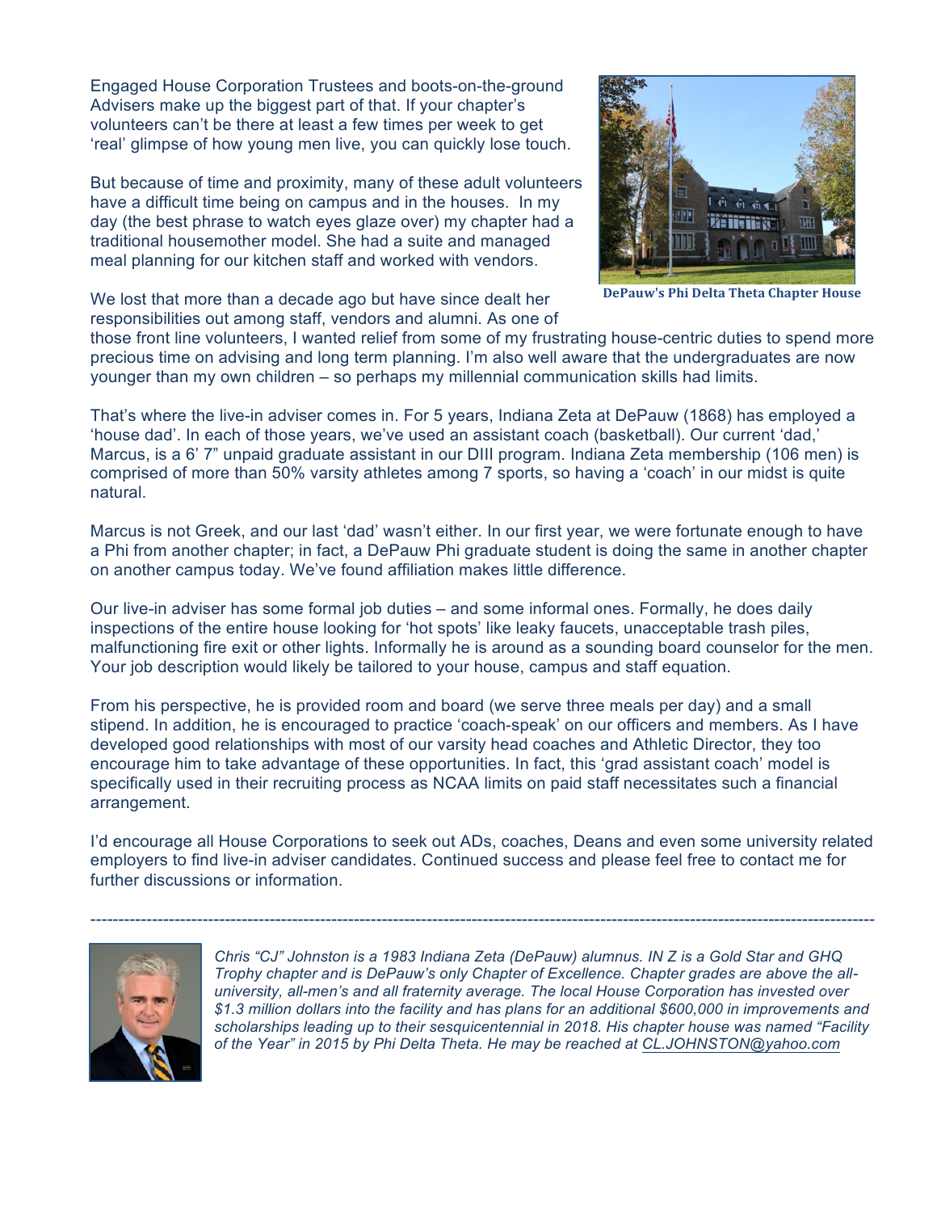Engaged House Corporation Trustees and boots-on-the-ground Advisers make up the biggest part of that. If your chapter's volunteers can't be there at least a few times per week to get 'real' glimpse of how young men live, you can quickly lose touch.

But because of time and proximity, many of these adult volunteers have a difficult time being on campus and in the houses. In my day (the best phrase to watch eyes glaze over) my chapter had a traditional housemother model. She had a suite and managed meal planning for our kitchen staff and worked with vendors.

DePauw's Phi Delta Theta Chapter House

We lost that more than a decade ago but have since dealt her responsibilities out among staff, vendors and alumni. As one of those front line volunteers, I wanted relief from some of my frustrating house-centric duties to spend more precious time on advising and long term planning. I'm also well aware that the undergraduates are now younger than my own children – so perhaps my millennial communication skills had limits.

That's where the live-in adviser comes in. For 5 years, Indiana Zeta at DePauw (1868) has employed a 'house dad'. In each of those years, we've used an assistant coach (basketball). Our current 'dad,' Marcus, is a 6' 7" unpaid graduate assistant in our DIII program. Indiana Zeta membership (106 men) is comprised of more than 50% varsity athletes among 7 sports, so having a 'coach' in our midst is quite natural.

Marcus is not Greek, and our last 'dad' wasn't either. In our first year, we were fortunate enough to have a Phi from another chapter; in fact, a DePauw Phi graduate student is doing the same in another chapter on another campus today. We've found affiliation makes little difference.

Our live-in adviser has some formal job duties – and some informal ones. Formally, he does daily inspections of the entire house looking for 'hot spots' like leaky faucets, unacceptable trash piles, malfunctioning fire exit or other lights. Informally he is around as a sounding board counselor for the men. Your job description would likely be tailored to your house, campus and staff equation.

From his perspective, he is provided room and board (we serve three meals per day) and a small stipend. In addition, he is encouraged to practice 'coach-speak' on our officers and members. As I have developed good relationships with most of our varsity head coaches and Athletic Director, they too encourage him to take advantage of these opportunities. In fact, this 'grad assistant coach' model is specifically used in their recruiting process as NCAA limits on paid staff necessitates such a financial arrangement.

I'd encourage all House Corporations to seek out ADs, coaches, Deans and even some university related employers to find live-in adviser candidates. Continued success and please feel free to contact me for further discussions or information.

---

*Chris "CJ" Johnston is a 1983 Indiana Zeta (DePauw) alumnus. IN Z is a Gold Star and GHQ Trophy chapter and is DePauw's only Chapter of Excellence. Chapter grades are above the all-university, all-men's and all fraternity average. The local House Corporation has invested over $1.3 million dollars into the facility and has plans for an additional $600,000 in improvements and scholarships leading up to their sesquicentennial in 2018. His chapter house was named "Facility of the Year" in 2015 by Phi Delta Theta. He may be reached at CL.JOHNSTON@yahoo.com*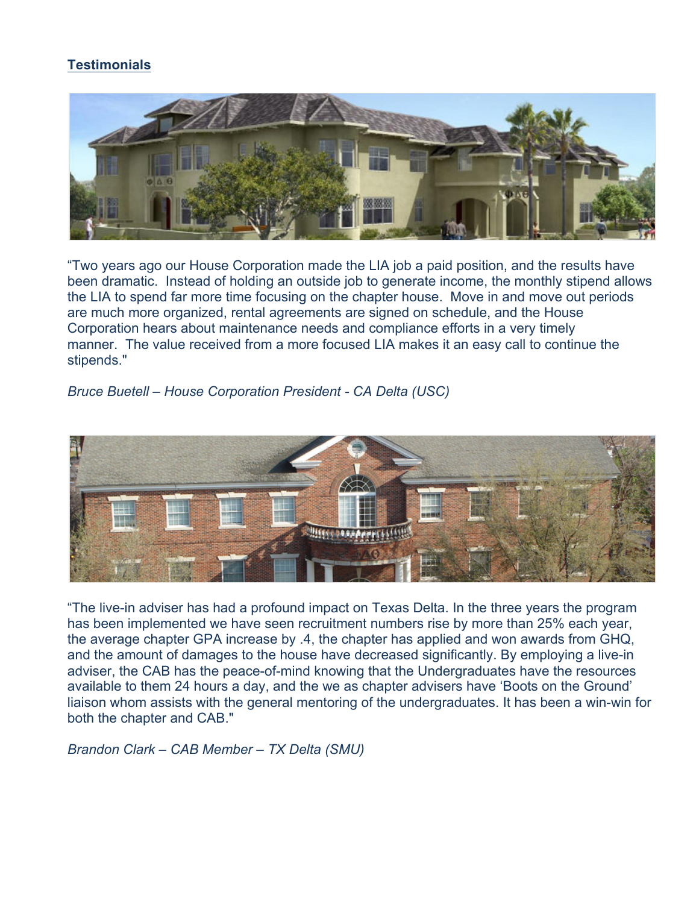**Testimonials**

"Two years ago our House Corporation made the LIA job a paid position, and the results have been dramatic.  Instead of holding an outside job to generate income, the monthly stipend allows the LIA to spend far more time focusing on the chapter house.  Move in and move out periods are much more organized, rental agreements are signed on schedule, and the House Corporation hears about maintenance needs and compliance efforts in a very timely manner.  The value received from a more focused LIA makes it an easy call to continue the stipends."

*Bruce Buetell – House Corporation President - CA Delta (USC)*

"The live-in adviser has had a profound impact on Texas Delta. In the three years the program has been implemented we have seen recruitment numbers rise by more than 25% each year, the average chapter GPA increase by .4, the chapter has applied and won awards from GHQ, and the amount of damages to the house have decreased significantly. By employing a live-in adviser, the CAB has the peace-of-mind knowing that the Undergraduates have the resources available to them 24 hours a day, and the we as chapter advisers have 'Boots on the Ground' liaison whom assists with the general mentoring of the undergraduates. It has been a win-win for both the chapter and CAB."

*Brandon Clark – CAB Member – TX Delta (SMU)*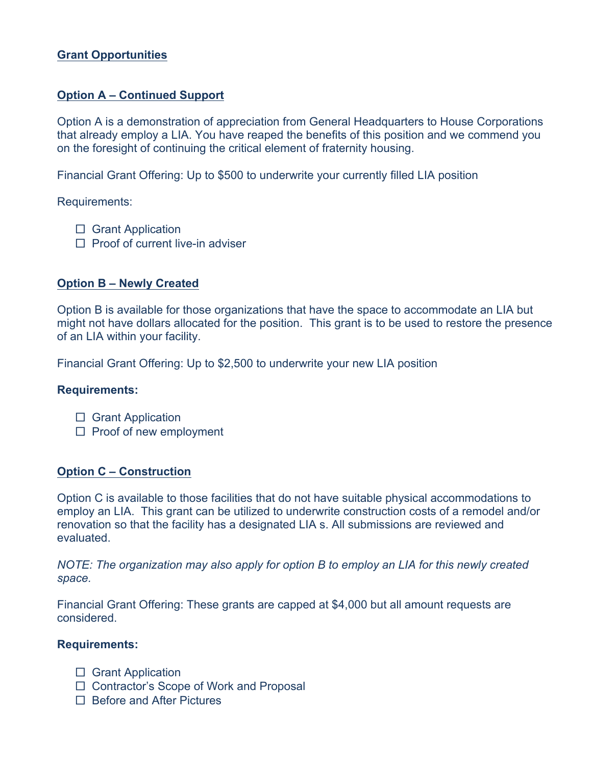## Grant Opportunities

### Option A – Continued Support

Option A is a demonstration of appreciation from General Headquarters to House Corporations that already employ a LIA. You have reaped the benefits of this position and we commend you on the foresight of continuing the critical element of fraternity housing.

Financial Grant Offering: Up to $500 to underwrite your currently filled LIA position

Requirements:

- ☐ Grant Application
- ☐ Proof of current live-in adviser

### Option B – Newly Created

Option B is available for those organizations that have the space to accommodate an LIA but might not have dollars allocated for the position. This grant is to be used to restore the presence of an LIA within your facility.

Financial Grant Offering: Up to $2,500 to underwrite your new LIA position

**Requirements:**

- ☐ Grant Application
- ☐ Proof of new employment

### Option C – Construction

Option C is available to those facilities that do not have suitable physical accommodations to employ an LIA. This grant can be utilized to underwrite construction costs of a remodel and/or renovation so that the facility has a designated LIA s. All submissions are reviewed and evaluated.

*NOTE: The organization may also apply for option B to employ an LIA for this newly created space.*

Financial Grant Offering: These grants are capped at $4,000 but all amount requests are considered.

**Requirements:**

- ☐ Grant Application
- ☐ Contractor's Scope of Work and Proposal
- ☐ Before and After Pictures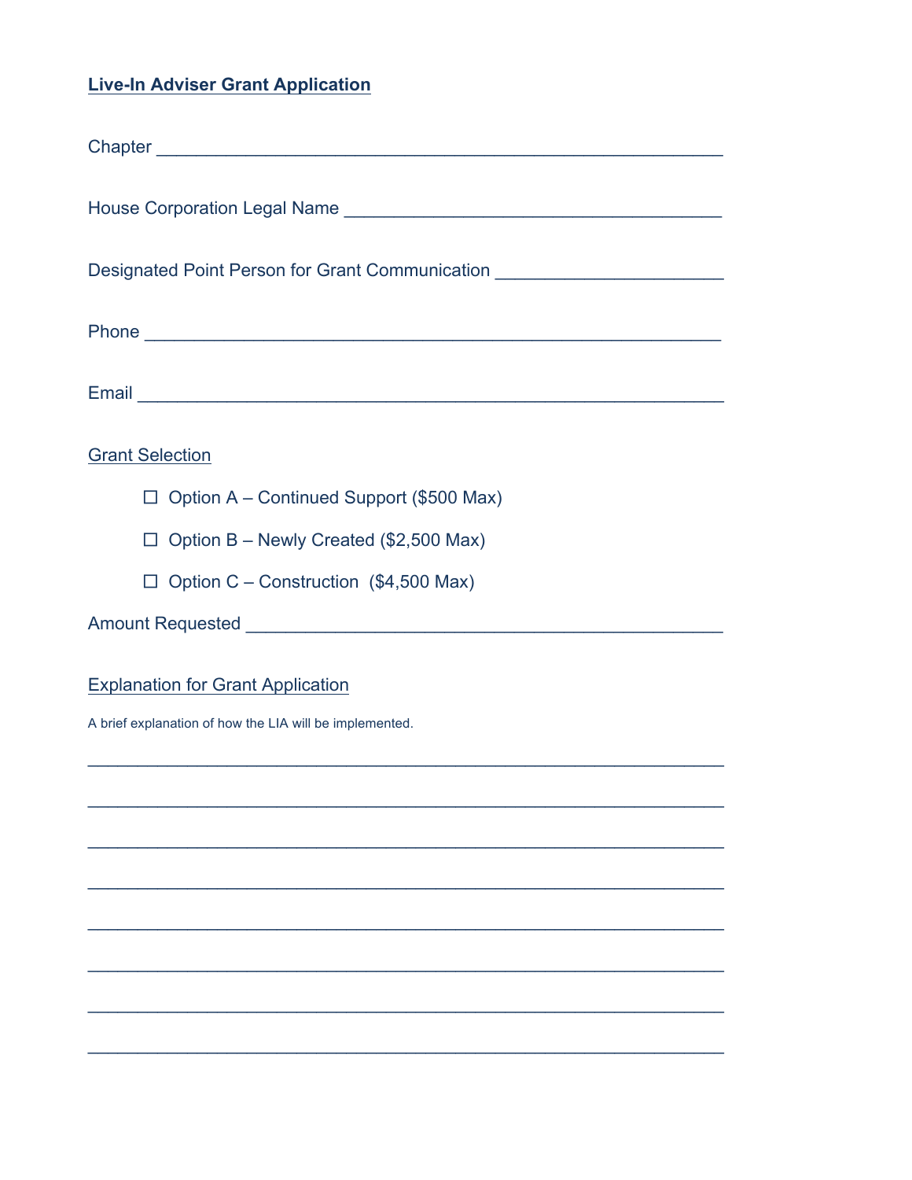## Live-In Adviser Grant Application

Chapter ______________________________________________________

House Corporation Legal Name _____________________________________

Designated Point Person for Grant Communication _____________________

Phone _______________________________________________________

Email ________________________________________________________

### Grant Selection

- ☐ Option A – Continued Support ($500 Max)
- ☐ Option B – Newly Created ($2,500 Max)
- ☐ Option C – Construction ($4,500 Max)

Amount Requested ______________________________________________

### Explanation for Grant Application

A brief explanation of how the LIA will be implemented.

______________________________________________________________

______________________________________________________________

______________________________________________________________

______________________________________________________________

______________________________________________________________

______________________________________________________________

______________________________________________________________

______________________________________________________________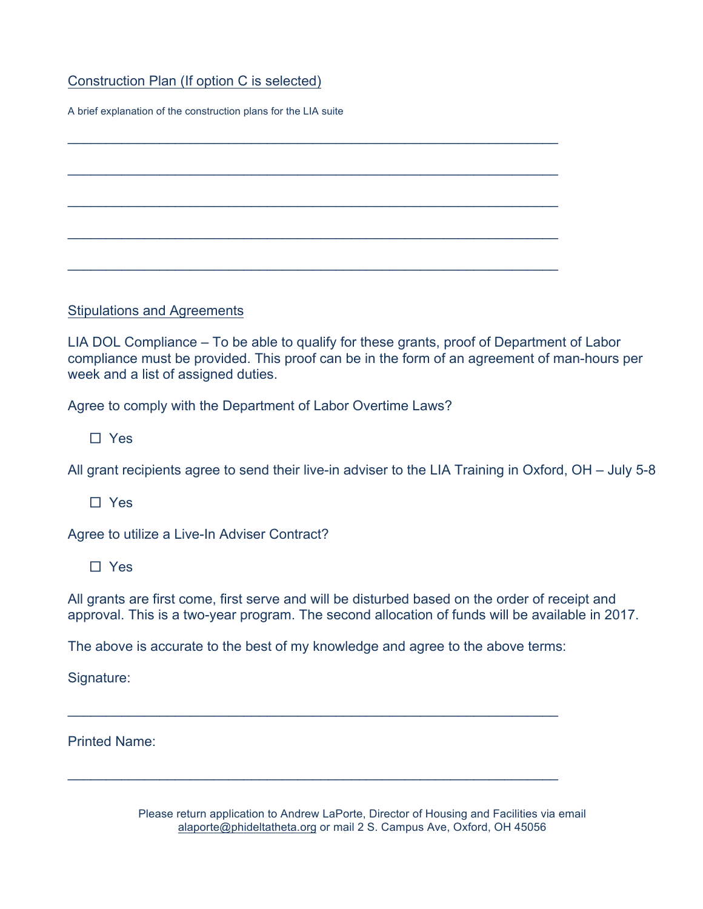Construction Plan (If option C is selected)

A brief explanation of the construction plans for the LIA suite

_______________________________________________________________

_______________________________________________________________

_______________________________________________________________

_______________________________________________________________

_______________________________________________________________

Stipulations and Agreements

LIA DOL Compliance – To be able to qualify for these grants, proof of Department of Labor compliance must be provided. This proof can be in the form of an agreement of man-hours per week and a list of assigned duties.

Agree to comply with the Department of Labor Overtime Laws?

☐ Yes

All grant recipients agree to send their live-in adviser to the LIA Training in Oxford, OH – July 5-8

☐ Yes

Agree to utilize a Live-In Adviser Contract?

☐ Yes

All grants are first come, first serve and will be disturbed based on the order of receipt and approval. This is a two-year program. The second allocation of funds will be available in 2017.

The above is accurate to the best of my knowledge and agree to the above terms:

Signature:

_______________________________________________________________

Printed Name:

_______________________________________________________________

Please return application to Andrew LaPorte, Director of Housing and Facilities via email alaporte@phideltatheta.org or mail 2 S. Campus Ave, Oxford, OH 45056